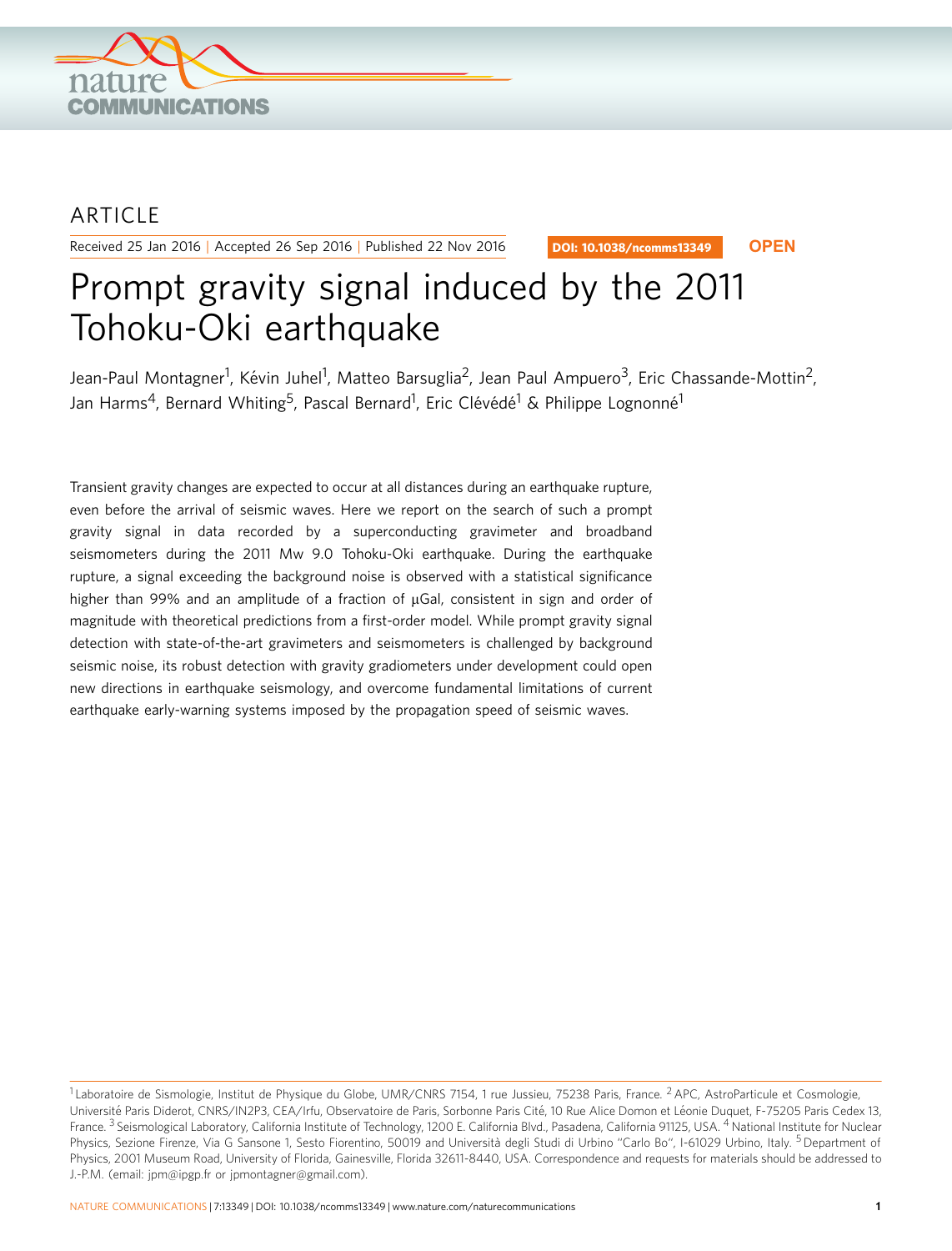ARTICLE

Received 25 Jan 2016 | Accepted 26 Sep 2016 | Published 22 Nov 2016

DOI: 10.1038/ncomms13349 **OPEN**

# Prompt gravity signal induced by the 2011 Tohoku-Oki earthquake

Jean-Paul Montagner[1], Kévin Juhel[1], Matteo Barsuglia[2], Jean Paul Ampuero[3], Eric Chassande-Mottin[2], Jan Harms[4], Bernard Whiting[5], Pascal Bernard[1], Eric Clévédé[1] & Philippe Lognonné[1]

Transient gravity changes are expected to occur at all distances during an earthquake rupture, even before the arrival of seismic waves. Here we report on the search of such a prompt gravity signal in data recorded by a superconducting gravimeter and broadband seismometers during the 2011 Mw 9.0 Tohoku-Oki earthquake. During the earthquake rupture, a signal exceeding the background noise is observed with a statistical significance higher than 99% and an amplitude of a fraction of μGal, consistent in sign and order of magnitude with theoretical predictions from a first-order model. While prompt gravity signal detection with state-of-the-art gravimeters and seismometers is challenged by background seismic noise, its robust detection with gravity gradiometers under development could open new directions in earthquake seismology, and overcome fundamental limitations of current earthquake early-warning systems imposed by the propagation speed of seismic waves.

[1] Laboratoire de Sismologie, Institut de Physique du Globe, UMR/CNRS 7154, 1 rue Jussieu, 75238 Paris, France. [2] APC, AstroParticule et Cosmologie, Université Paris Diderot, CNRS/IN2P3, CEA/Irfu, Observatoire de Paris, Sorbonne Paris Cité, 10 Rue Alice Domon et Léonie Duquet, F-75205 Paris Cedex 13, France. [3] Seismological Laboratory, California Institute of Technology, 1200 E. California Blvd., Pasadena, California 91125, USA. [4] National Institute for Nuclear Physics, Sezione Firenze, Via G Sansone 1, Sesto Fiorentino, 50019 and Università degli Studi di Urbino "Carlo Bo", I-61029 Urbino, Italy. [5] Department of Physics, 2001 Museum Road, University of Florida, Gainesville, Florida 32611-8440, USA. Correspondence and requests for materials should be addressed to J.-P.M. (email: jpm@ipgp.fr or jpmontagner@gmail.com).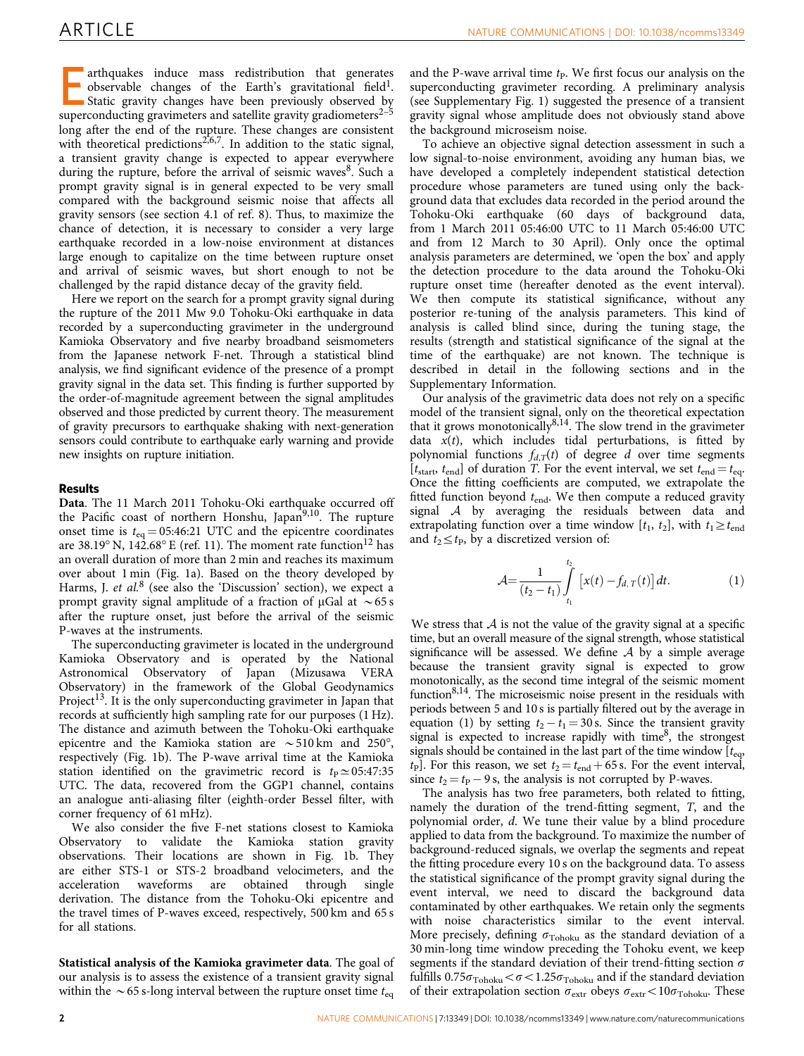Earthquakes induce mass redistribution that generates observable changes of the Earth's gravitational field[1]. Static gravity changes have been previously observed by superconducting gravimeters and satellite gravity gradiometers[2–5] long after the end of the rupture. These changes are consistent with theoretical predictions[2,6,7]. In addition to the static signal, a transient gravity change is expected to appear everywhere during the rupture, before the arrival of seismic waves[8]. Such a prompt gravity signal is in general expected to be very small compared with the background seismic noise that affects all gravity sensors (see section 4.1 of ref. 8). Thus, to maximize the chance of detection, it is necessary to consider a very large earthquake recorded in a low-noise environment at distances large enough to capitalize on the time between rupture onset and arrival of seismic waves, but short enough to not be challenged by the rapid distance decay of the gravity field.

Here we report on the search for a prompt gravity signal during the rupture of the 2011 Mw 9.0 Tohoku-Oki earthquake in data recorded by a superconducting gravimeter in the underground Kamioka Observatory and five nearby broadband seismometers from the Japanese network F-net. Through a statistical blind analysis, we find significant evidence of the presence of a prompt gravity signal in the data set. This finding is further supported by the order-of-magnitude agreement between the signal amplitudes observed and those predicted by current theory. The measurement of gravity precursors to earthquake shaking with next-generation sensors could contribute to earthquake early warning and provide new insights on rupture initiation.

## Results

**Data**. The 11 March 2011 Tohoku-Oki earthquake occurred off the Pacific coast of northern Honshu, Japan[9,10]. The rupture onset time is $t_{eq} = 05{:}46{:}21$ UTC and the epicentre coordinates are 38.19° N, 142.68° E (ref. 11). The moment rate function[12] has an overall duration of more than 2 min and reaches its maximum over about 1 min (Fig. 1a). Based on the theory developed by Harms, J. *et al.*[8] (see also the 'Discussion' section), we expect a prompt gravity signal amplitude of a fraction of μGal at $\sim$65 s after the rupture onset, just before the arrival of the seismic P-waves at the instruments.

The superconducting gravimeter is located in the underground Kamioka Observatory and is operated by the National Astronomical Observatory of Japan (Mizusawa VERA Observatory) in the framework of the Global Geodynamics Project[13]. It is the only superconducting gravimeter in Japan that records at sufficiently high sampling rate for our purposes (1 Hz). The distance and azimuth between the Tohoku-Oki earthquake epicentre and the Kamioka station are $\sim$510 km and 250°, respectively (Fig. 1b). The P-wave arrival time at the Kamioka station identified on the gravimetric record is $t_P \simeq 05{:}47{:}35$ UTC. The data, recovered from the GGP1 channel, contains an analogue anti-aliasing filter (eighth-order Bessel filter, with corner frequency of 61 mHz).

We also consider the five F-net stations closest to Kamioka Observatory to validate the Kamioka station gravity observations. Their locations are shown in Fig. 1b. They are either STS-1 or STS-2 broadband velocimeters, and the acceleration waveforms are obtained through single derivation. The distance from the Tohoku-Oki epicentre and the travel times of P-waves exceed, respectively, 500 km and 65 s for all stations.

**Statistical analysis of the Kamioka gravimeter data**. The goal of our analysis is to assess the existence of a transient gravity signal within the $\sim$65 s-long interval between the rupture onset time $t_{eq}$ and the P-wave arrival time $t_P$. We first focus our analysis on the superconducting gravimeter recording. A preliminary analysis (see Supplementary Fig. 1) suggested the presence of a transient gravity signal whose amplitude does not obviously stand above the background microseism noise.

To achieve an objective signal detection assessment in such a low signal-to-noise environment, avoiding any human bias, we have developed a completely independent statistical detection procedure whose parameters are tuned using only the background data that excludes data recorded in the period around the Tohoku-Oki earthquake (60 days of background data, from 1 March 2011 05:46:00 UTC to 11 March 05:46:00 UTC and from 12 March to 30 April). Only once the optimal analysis parameters are determined, we 'open the box' and apply the detection procedure to the data around the Tohoku-Oki rupture onset time (hereafter denoted as the event interval). We then compute its statistical significance, without any posterior re-tuning of the analysis parameters. This kind of analysis is called blind since, during the tuning stage, the results (strength and statistical significance of the signal at the time of the earthquake) are not known. The technique is described in detail in the following sections and in the Supplementary Information.

Our analysis of the gravimetric data does not rely on a specific model of the transient signal, only on the theoretical expectation that it grows monotonically[8,14]. The slow trend in the gravimeter data $x(t)$, which includes tidal perturbations, is fitted by polynomial functions $f_{d,T}(t)$ of degree $d$ over time segments $[t_{start}, t_{end}]$ of duration $T$. For the event interval, we set $t_{end} = t_{eq}$. Once the fitting coefficients are computed, we extrapolate the fitted function beyond $t_{end}$. We then compute a reduced gravity signal $\mathcal{A}$ by averaging the residuals between data and extrapolating function over a time window $[t_1, t_2]$, with $t_1 \geq t_{end}$ and $t_2 \leq t_P$, by a discretized version of:

$$\mathcal{A} = \frac{1}{(t_2 - t_1)} \int_{t_1}^{t_2} \left[x(t) - f_{d,T}(t)\right] dt. \tag{1}$$

We stress that $\mathcal{A}$ is not the value of the gravity signal at a specific time, but an overall measure of the signal strength, whose statistical significance will be assessed. We define $\mathcal{A}$ by a simple average because the transient gravity signal is expected to grow monotonically, as the second time integral of the seismic moment function[8,14]. The microseismic noise present in the residuals with periods between 5 and 10 s is partially filtered out by the average in equation (1) by setting $t_2 - t_1 = 30$ s. Since the transient gravity signal is expected to increase rapidly with time[8], the strongest signals should be contained in the last part of the time window $[t_{eq}, t_P]$. For this reason, we set $t_2 = t_{end} + 65$ s. For the event interval, since $t_2 = t_P - 9$ s, the analysis is not corrupted by P-waves.

The analysis has two free parameters, both related to fitting, namely the duration of the trend-fitting segment, $T$, and the polynomial order, $d$. We tune their value by a blind procedure applied to data from the background. To maximize the number of background-reduced signals, we overlap the segments and repeat the fitting procedure every 10 s on the background data. To assess the statistical significance of the prompt gravity signal during the event interval, we need to discard the background data contaminated by other earthquakes. We retain only the segments with noise characteristics similar to the event interval. More precisely, defining $\sigma_{Tohoku}$ as the standard deviation of a 30 min-long time window preceding the Tohoku event, we keep segments if the standard deviation of their trend-fitting section $\sigma$ fulfills $0.75\sigma_{Tohoku} < \sigma < 1.25\sigma_{Tohoku}$ and if the standard deviation of their extrapolation section $\sigma_{extr}$ obeys $\sigma_{extr} < 10\sigma_{Tohoku}$. These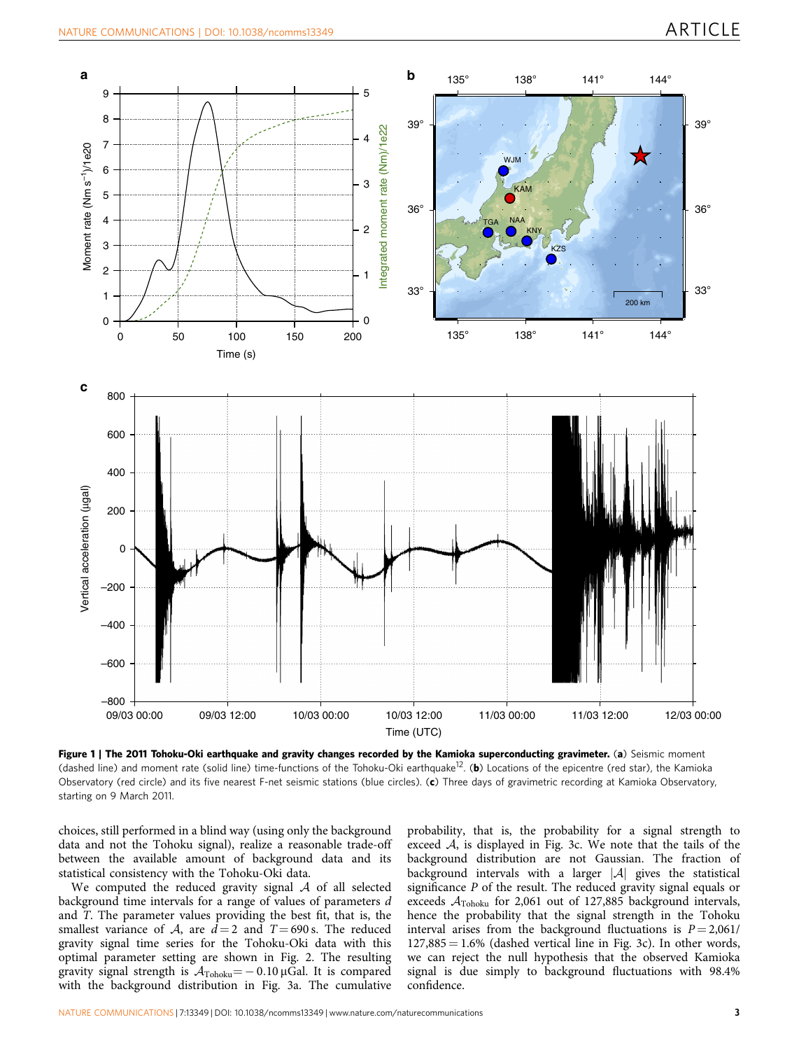**Figure 1 | The 2011 Tohoku-Oki earthquake and gravity changes recorded by the Kamioka superconducting gravimeter.** (**a**) Seismic moment (dashed line) and moment rate (solid line) time-functions of the Tohoku-Oki earthquake[12]. (**b**) Locations of the epicentre (red star), the Kamioka Observatory (red circle) and its five nearest F-net seismic stations (blue circles). (**c**) Three days of gravimetric recording at Kamioka Observatory, starting on 9 March 2011.

choices, still performed in a blind way (using only the background data and not the Tohoku signal), realize a reasonable trade-off between the available amount of background data and its statistical consistency with the Tohoku-Oki data.

We computed the reduced gravity signal $\mathcal{A}$ of all selected background time intervals for a range of values of parameters $d$ and $T$. The parameter values providing the best fit, that is, the smallest variance of $\mathcal{A}$, are $d=2$ and $T=690$ s. The reduced gravity signal time series for the Tohoku-Oki data with this optimal parameter setting are shown in Fig. 2. The resulting gravity signal strength is $\mathcal{A}_{\mathrm{Tohoku}}=-0.10\,\mu\mathrm{Gal}$. It is compared with the background distribution in Fig. 3a. The cumulative probability, that is, the probability for a signal strength to exceed $\mathcal{A}$, is displayed in Fig. 3c. We note that the tails of the background distribution are not Gaussian. The fraction of background intervals with a larger $|\mathcal{A}|$ gives the statistical significance $P$ of the result. The reduced gravity signal equals or exceeds $\mathcal{A}_{\mathrm{Tohoku}}$ for 2,061 out of 127,885 background intervals, hence the probability that the signal strength in the Tohoku interval arises from the background fluctuations is $P=2{,}061/127{,}885=1.6\%$ (dashed vertical line in Fig. 3c). In other words, we can reject the null hypothesis that the observed Kamioka signal is due simply to background fluctuations with 98.4% confidence.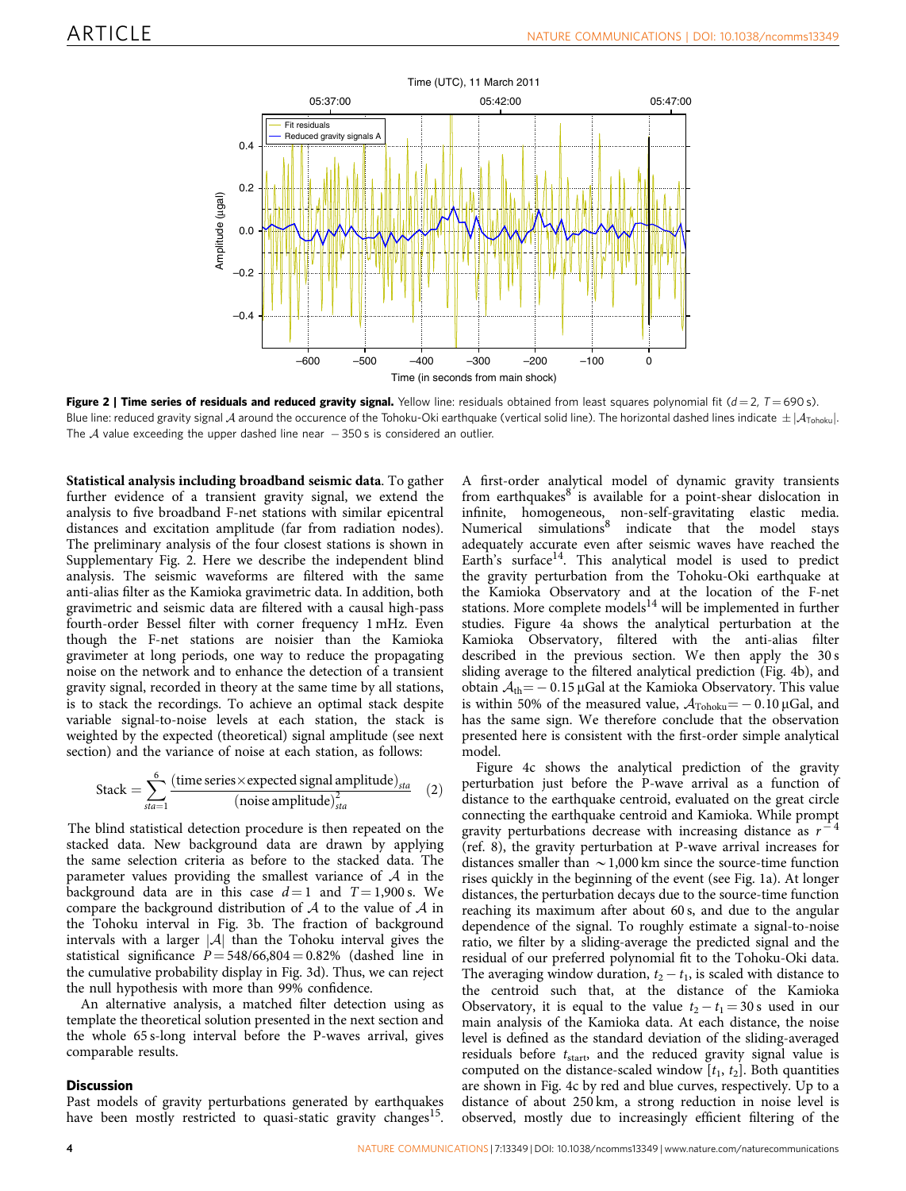Figure 2 | Time series of residuals and reduced gravity signal. Yellow line: residuals obtained from least squares polynomial fit ($d=2$, $T=690$ s). Blue line: reduced gravity signal $\mathcal{A}$ around the occurence of the Tohoku-Oki earthquake (vertical solid line). The horizontal dashed lines indicate $\pm|\mathcal{A}_{\text{Tohoku}}|$. The $\mathcal{A}$ value exceeding the upper dashed line near $-350$ s is considered an outlier.

**Statistical analysis including broadband seismic data**. To gather further evidence of a transient gravity signal, we extend the analysis to five broadband F-net stations with similar epicentral distances and excitation amplitude (far from radiation nodes). The preliminary analysis of the four closest stations is shown in Supplementary Fig. 2. Here we describe the independent blind analysis. The seismic waveforms are filtered with the same anti-alias filter as the Kamioka gravimetric data. In addition, both gravimetric and seismic data are filtered with a causal high-pass fourth-order Bessel filter with corner frequency 1 mHz. Even though the F-net stations are noisier than the Kamioka gravimeter at long periods, one way to reduce the propagating noise on the network and to enhance the detection of a transient gravity signal, recorded in theory at the same time by all stations, is to stack the recordings. To achieve an optimal stack despite variable signal-to-noise levels at each station, the stack is weighted by the expected (theoretical) signal amplitude (see next section) and the variance of noise at each station, as follows:

$$\text{Stack} = \sum_{sta=1}^{6} \frac{(\text{time series} \times \text{expected signal amplitude})_{sta}}{(\text{noise amplitude})^2_{sta}} \quad (2)$$

The blind statistical detection procedure is then repeated on the stacked data. New background data are drawn by applying the same selection criteria as before to the stacked data. The parameter values providing the smallest variance of $\mathcal{A}$ in the background data are in this case $d=1$ and $T=1{,}900$ s. We compare the background distribution of $\mathcal{A}$ to the value of $\mathcal{A}$ in the Tohoku interval in Fig. 3b. The fraction of background intervals with a larger $|\mathcal{A}|$ than the Tohoku interval gives the statistical significance $P=548/66{,}804=0.82\%$ (dashed line in the cumulative probability display in Fig. 3d). Thus, we can reject the null hypothesis with more than 99% confidence.

An alternative analysis, a matched filter detection using as template the theoretical solution presented in the next section and the whole 65 s-long interval before the P-waves arrival, gives comparable results.

## Discussion

Past models of gravity perturbations generated by earthquakes have been mostly restricted to quasi-static gravity changes[15]. A first-order analytical model of dynamic gravity transients from earthquakes[8] is available for a point-shear dislocation in infinite, homogeneous, non-self-gravitating elastic media. Numerical simulations[8] indicate that the model stays adequately accurate even after seismic waves have reached the Earth's surface[14]. This analytical model is used to predict the gravity perturbation from the Tohoku-Oki earthquake at the Kamioka Observatory and at the location of the F-net stations. More complete models[14] will be implemented in further studies. Figure 4a shows the analytical perturbation at the Kamioka Observatory, filtered with the anti-alias filter described in the previous section. We then apply the 30 s sliding average to the filtered analytical prediction (Fig. 4b), and obtain $\mathcal{A}_{\text{th}}=-0.15$ μGal at the Kamioka Observatory. This value is within 50% of the measured value, $\mathcal{A}_{\text{Tohoku}}=-0.10$ μGal, and has the same sign. We therefore conclude that the observation presented here is consistent with the first-order simple analytical model.

Figure 4c shows the analytical prediction of the gravity perturbation just before the P-wave arrival as a function of distance to the earthquake centroid, evaluated on the great circle connecting the earthquake centroid and Kamioka. While prompt gravity perturbations decrease with increasing distance as $r^{-4}$ (ref. 8), the gravity perturbation at P-wave arrival increases for distances smaller than $\sim$1,000 km since the source-time function rises quickly in the beginning of the event (see Fig. 1a). At longer distances, the perturbation decays due to the source-time function reaching its maximum after about 60 s, and due to the angular dependence of the signal. To roughly estimate a signal-to-noise ratio, we filter by a sliding-average the predicted signal and the residual of our preferred polynomial fit to the Tohoku-Oki data. The averaging window duration, $t_2-t_1$, is scaled with distance to the centroid such that, at the distance of the Kamioka Observatory, it is equal to the value $t_2-t_1=30$ s used in our main analysis of the Kamioka data. At each distance, the noise level is defined as the standard deviation of the sliding-averaged residuals before $t_{\text{start}}$, and the reduced gravity signal value is computed on the distance-scaled window $[t_1, t_2]$. Both quantities are shown in Fig. 4c by red and blue curves, respectively. Up to a distance of about 250 km, a strong reduction in noise level is observed, mostly due to increasingly efficient filtering of the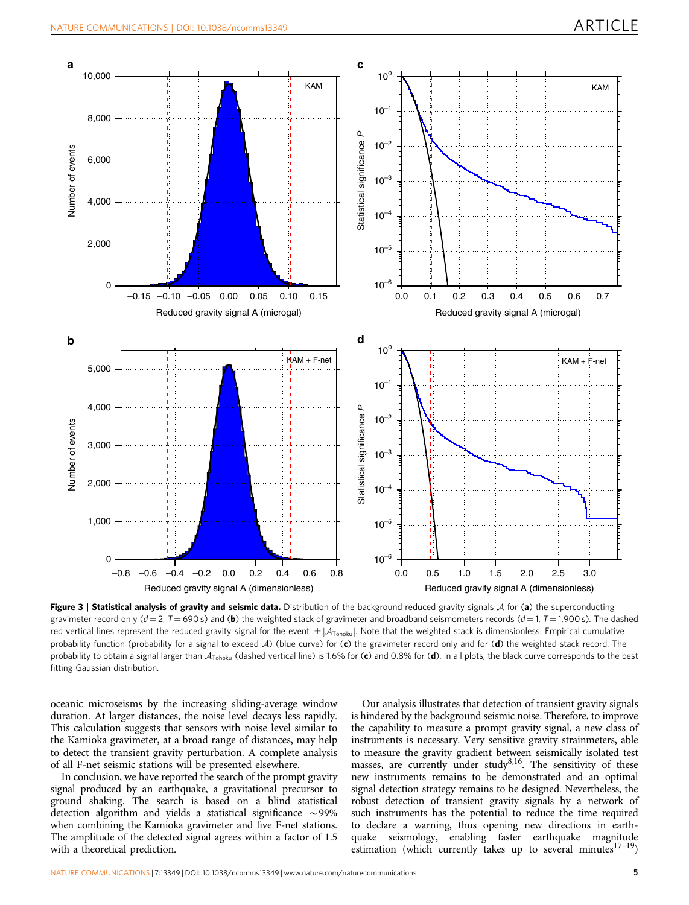**Figure 3 | Statistical analysis of gravity and seismic data.** Distribution of the background reduced gravity signals $\mathcal{A}$ for (**a**) the superconducting gravimeter record only ($d = 2$, $T = 690$ s) and (**b**) the weighted stack of gravimeter and broadband seismometers records ($d = 1$, $T = 1{,}900$ s). The dashed red vertical lines represent the reduced gravity signal for the event $\pm|\mathcal{A}_{\mathrm{Tohoku}}|$. Note that the weighted stack is dimensionless. Empirical cumulative probability function (probability for a signal to exceed $\mathcal{A}$) (blue curve) for (**c**) the gravimeter record only and for (**d**) the weighted stack record. The probability to obtain a signal larger than $\mathcal{A}_{\mathrm{Tohoku}}$ (dashed vertical line) is 1.6% for (**c**) and 0.8% for (**d**). In all plots, the black curve corresponds to the best fitting Gaussian distribution.

oceanic microseisms by the increasing sliding-average window duration. At larger distances, the noise level decays less rapidly. This calculation suggests that sensors with noise level similar to the Kamioka gravimeter, at a broad range of distances, may help to detect the transient gravity perturbation. A complete analysis of all F-net seismic stations will be presented elsewhere.

In conclusion, we have reported the search of the prompt gravity signal produced by an earthquake, a gravitational precursor to ground shaking. The search is based on a blind statistical detection algorithm and yields a statistical significance ~99% when combining the Kamioka gravimeter and five F-net stations. The amplitude of the detected signal agrees within a factor of 1.5 with a theoretical prediction.

Our analysis illustrates that detection of transient gravity signals is hindered by the background seismic noise. Therefore, to improve the capability to measure a prompt gravity signal, a new class of instruments is necessary. Very sensitive gravity strainmeters, able to measure the gravity gradient between seismically isolated test masses, are currently under study[8,16]. The sensitivity of these new instruments remains to be demonstrated and an optimal signal detection strategy remains to be designed. Nevertheless, the robust detection of transient gravity signals by a network of such instruments has the potential to reduce the time required to declare a warning, thus opening new directions in earthquake seismology, enabling faster earthquake magnitude estimation (which currently takes up to several minutes[17–19])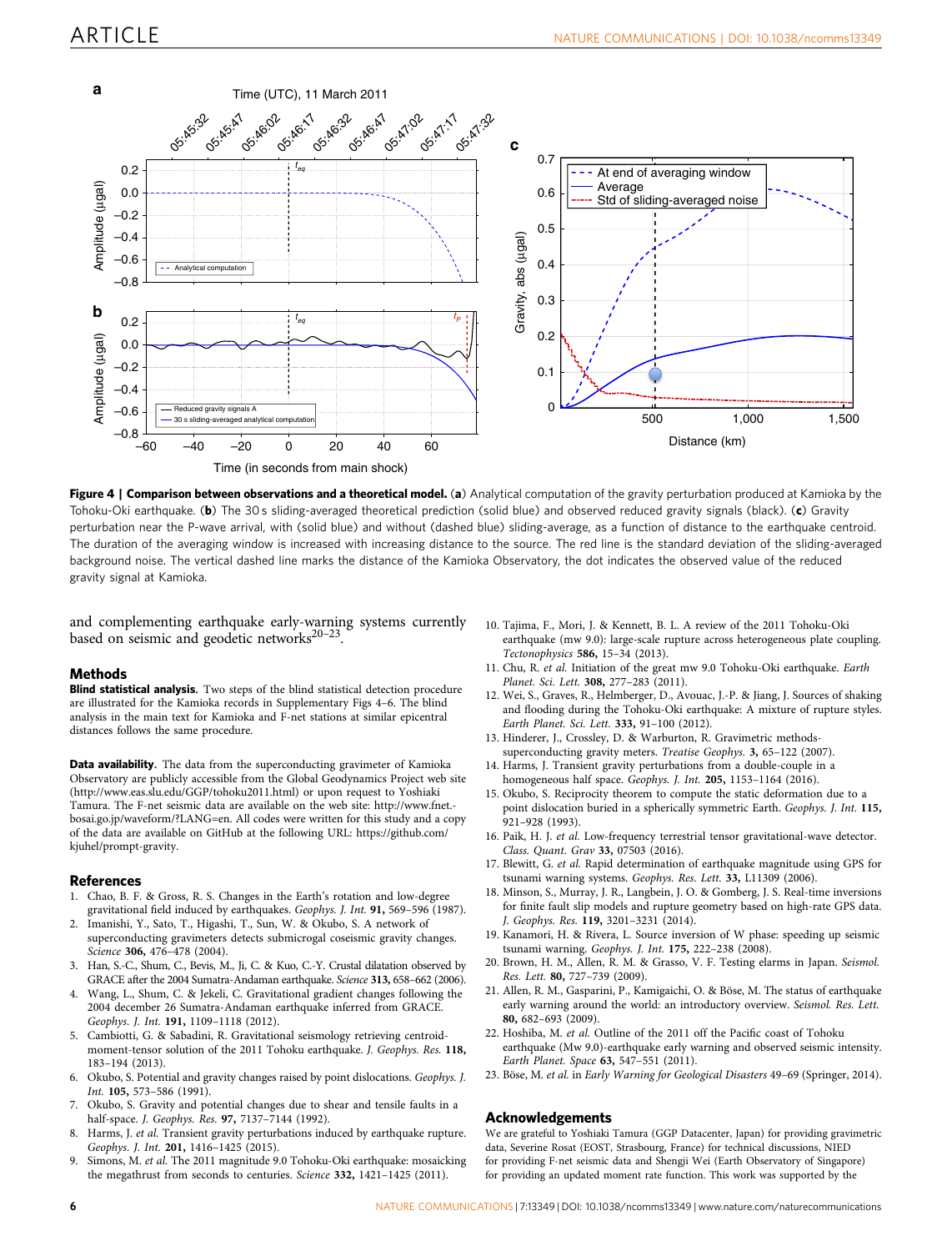**Figure 4 | Comparison between observations and a theoretical model.** (**a**) Analytical computation of the gravity perturbation produced at Kamioka by the Tohoku-Oki earthquake. (**b**) The 30 s sliding-averaged theoretical prediction (solid blue) and observed reduced gravity signals (black). (**c**) Gravity perturbation near the P-wave arrival, with (solid blue) and without (dashed blue) sliding-average, as a function of distance to the earthquake centroid. The duration of the averaging window is increased with increasing distance to the source. The red line is the standard deviation of the sliding-averaged background noise. The vertical dashed line marks the distance of the Kamioka Observatory, the dot indicates the observed value of the reduced gravity signal at Kamioka.

and complementing earthquake early-warning systems currently based on seismic and geodetic networks[20–23].

## Methods

**Blind statistical analysis.** Two steps of the blind statistical detection procedure are illustrated for the Kamioka records in Supplementary Figs 4–6. The blind analysis in the main text for Kamioka and F-net stations at similar epicentral distances follows the same procedure.

**Data availability.** The data from the superconducting gravimeter of Kamioka Observatory are publicly accessible from the Global Geodynamics Project web site (http://www.eas.slu.edu/GGP/tohoku2011.html) or upon request to Yoshiaki Tamura. The F-net seismic data are available on the web site: http://www.fnet.-bosai.go.jp/waveform/?LANG=en. All codes were written for this study and a copy of the data are available on GitHub at the following URL: https://github.com/kjuhel/prompt-gravity.

## References

1. Chao, B. F. & Gross, R. S. Changes in the Earth's rotation and low-degree gravitational field induced by earthquakes. *Geophys. J. Int.* **91,** 569–596 (1987).
2. Imanishi, Y., Sato, T., Higashi, T., Sun, W. & Okubo, S. A network of superconducting gravimeters detects submicrogal coseismic gravity changes. *Science* **306,** 476–478 (2004).
3. Han, S.-C., Shum, C., Bevis, M., Ji, C. & Kuo, C.-Y. Crustal dilatation observed by GRACE after the 2004 Sumatra-Andaman earthquake. *Science* **313,** 658–662 (2006).
4. Wang, L., Shum, C. & Jekeli, C. Gravitational gradient changes following the 2004 december 26 Sumatra-Andaman earthquake inferred from GRACE. *Geophys. J. Int.* **191,** 1109–1118 (2012).
5. Cambiotti, G. & Sabadini, R. Gravitational seismology retrieving centroid-moment-tensor solution of the 2011 Tohoku earthquake. *J. Geophys. Res.* **118,** 183–194 (2013).
6. Okubo, S. Potential and gravity changes raised by point dislocations. *Geophys. J. Int.* **105,** 573–586 (1991).
7. Okubo, S. Gravity and potential changes due to shear and tensile faults in a half-space. *J. Geophys. Res.* **97,** 7137–7144 (1992).
8. Harms, J. *et al.* Transient gravity perturbations induced by earthquake rupture. *Geophys. J. Int.* **201,** 1416–1425 (2015).
9. Simons, M. *et al.* The 2011 magnitude 9.0 Tohoku-Oki earthquake: mosaicking the megathrust from seconds to centuries. *Science* **332,** 1421–1425 (2011).
10. Tajima, F., Mori, J. & Kennett, B. L. A review of the 2011 Tohoku-Oki earthquake (mw 9.0): large-scale rupture across heterogeneous plate coupling. *Tectonophysics* **586,** 15–34 (2013).
11. Chu, R. *et al.* Initiation of the great mw 9.0 Tohoku-Oki earthquake. *Earth Planet. Sci. Lett.* **308,** 277–283 (2011).
12. Wei, S., Graves, R., Helmberger, D., Avouac, J.-P. & Jiang, J. Sources of shaking and flooding during the Tohoku-Oki earthquake: A mixture of rupture styles. *Earth Planet. Sci. Lett.* **333,** 91–100 (2012).
13. Hinderer, J., Crossley, D. & Warburton, R. Gravimetric methods-superconducting gravity meters. *Treatise Geophys.* **3,** 65–122 (2007).
14. Harms, J. Transient gravity perturbations from a double-couple in a homogeneous half space. *Geophys. J. Int.* **205,** 1153–1164 (2016).
15. Okubo, S. Reciprocity theorem to compute the static deformation due to a point dislocation buried in a spherically symmetric Earth. *Geophys. J. Int.* **115,** 921–928 (1993).
16. Paik, H. J. *et al.* Low-frequency terrestrial tensor gravitational-wave detector. *Class. Quant. Grav* **33,** 07503 (2016).
17. Blewitt, G. *et al.* Rapid determination of earthquake magnitude using GPS for tsunami warning systems. *Geophys. Res. Lett.* **33,** L11309 (2006).
18. Minson, S., Murray, J. R., Langbein, J. O. & Gomberg, J. S. Real-time inversions for finite fault slip models and rupture geometry based on high-rate GPS data. *J. Geophys. Res.* **119,** 3201–3231 (2014).
19. Kanamori, H. & Rivera, L. Source inversion of W phase: speeding up seismic tsunami warning. *Geophys. J. Int.* **175,** 222–238 (2008).
20. Brown, H. M., Allen, R. M. & Grasso, V. F. Testing elarms in Japan. *Seismol. Res. Lett.* **80,** 727–739 (2009).
21. Allen, R. M., Gasparini, P., Kamigaichi, O. & Böse, M. The status of earthquake early warning around the world: an introductory overview. *Seismol. Res. Lett.* **80,** 682–693 (2009).
22. Hoshiba, M. *et al.* Outline of the 2011 off the Pacific coast of Tohoku earthquake (Mw 9.0)-earthquake early warning and observed seismic intensity. *Earth Planet. Space* **63,** 547–551 (2011).
23. Böse, M. *et al.* in *Early Warning for Geological Disasters* 49–69 (Springer, 2014).

## Acknowledgements

We are grateful to Yoshiaki Tamura (GGP Datacenter, Japan) for providing gravimetric data, Severine Rosat (EOST, Strasbourg, France) for technical discussions, NIED for providing F-net seismic data and Shengji Wei (Earth Observatory of Singapore) for providing an updated moment rate function. This work was supported by the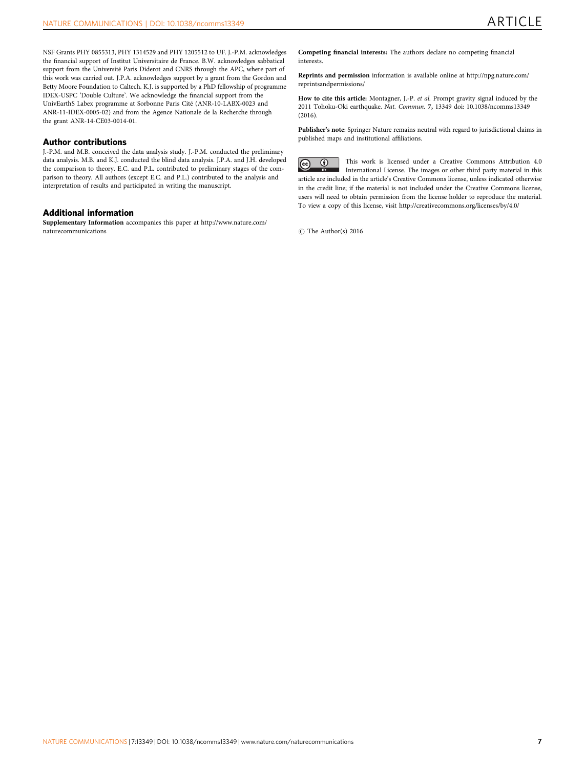NSF Grants PHY 0855313, PHY 1314529 and PHY 1205512 to UF. J.-P.M. acknowledges the financial support of Institut Universitaire de France. B.W. acknowledges sabbatical support from the Université Paris Diderot and CNRS through the APC, where part of this work was carried out. J.P.A. acknowledges support by a grant from the Gordon and Betty Moore Foundation to Caltech. K.J. is supported by a PhD fellowship of programme IDEX-USPC 'Double Culture'. We acknowledge the financial support from the UnivEarthS Labex programme at Sorbonne Paris Cité (ANR-10-LABX-0023 and ANR-11-IDEX-0005-02) and from the Agence Nationale de la Recherche through the grant ANR-14-CE03-0014-01.

## Author contributions

J.-P.M. and M.B. conceived the data analysis study. J.-P.M. conducted the preliminary data analysis. M.B. and K.J. conducted the blind data analysis. J.P.A. and J.H. developed the comparison to theory. E.C. and P.L. contributed to preliminary stages of the comparison to theory. All authors (except E.C. and P.L.) contributed to the analysis and interpretation of results and participated in writing the manuscript.

## Additional information

**Supplementary Information** accompanies this paper at http://www.nature.com/naturecommunications

**Competing financial interests:** The authors declare no competing financial interests.

**Reprints and permission** information is available online at http://npg.nature.com/reprintsandpermissions/

**How to cite this article:** Montagner, J.-P. *et al.* Prompt gravity signal induced by the 2011 Tohoku-Oki earthquake. *Nat. Commun.* **7,** 13349 doi: 10.1038/ncomms13349 (2016).

**Publisher's note**: Springer Nature remains neutral with regard to jurisdictional claims in published maps and institutional affiliations.

This work is licensed under a Creative Commons Attribution 4.0 International License. The images or other third party material in this article are included in the article's Creative Commons license, unless indicated otherwise in the credit line; if the material is not included under the Creative Commons license, users will need to obtain permission from the license holder to reproduce the material. To view a copy of this license, visit http://creativecommons.org/licenses/by/4.0/

© The Author(s) 2016